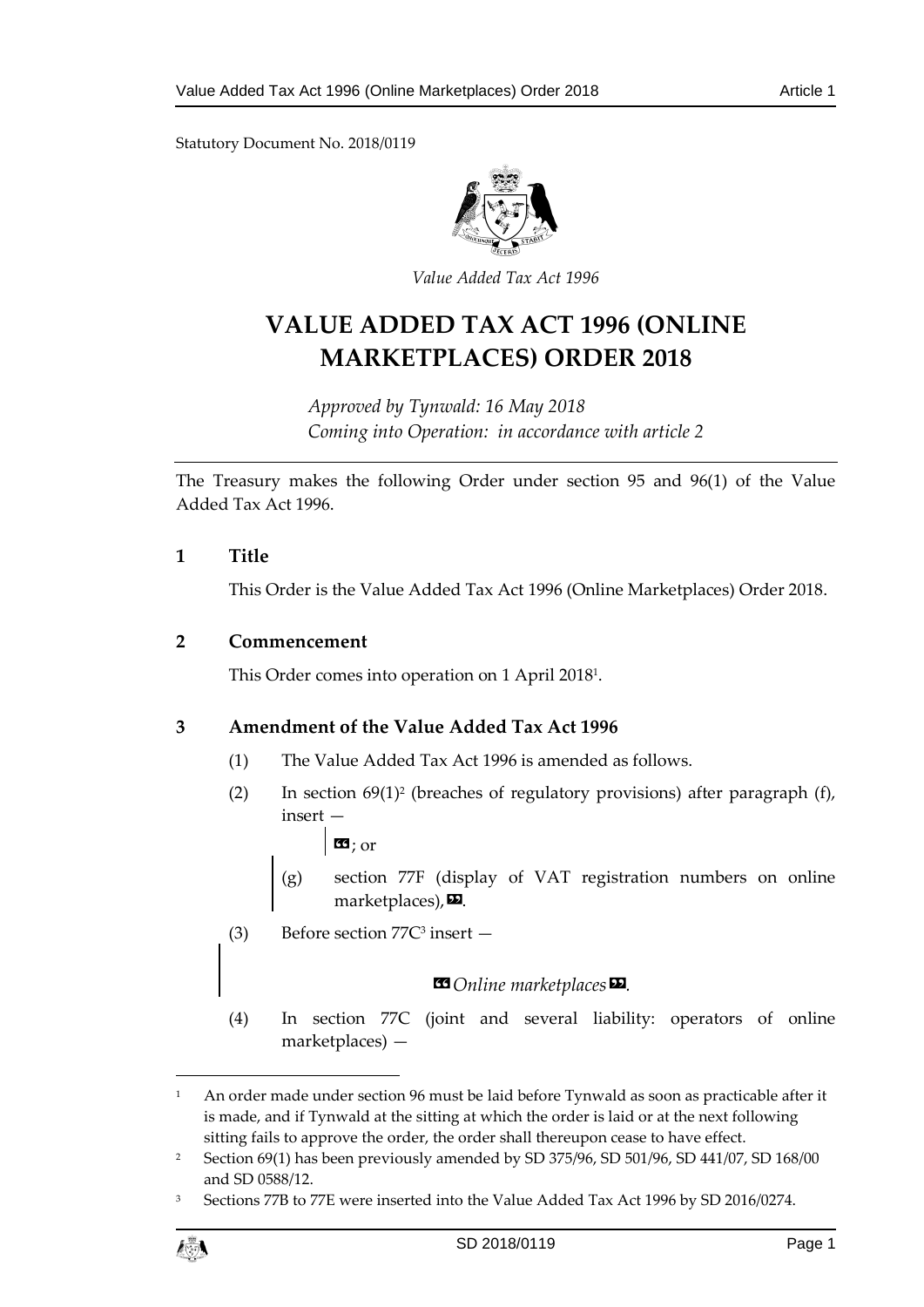Statutory Document No. 2018/0119

*Value Added Tax Act 1996*

# VALUE ADDED TAX ACT 1996 (ONLINE MARKETPLACES) ORDER 2018

*Approved by Tynwald: 16 May 2018*
*Coming into Operation: in accordance with article 2*

---

The Treasury makes the following Order under section 95 and 96(1) of the Value Added Tax Act 1996.

## 1 Title

This Order is the Value Added Tax Act 1996 (Online Marketplaces) Order 2018.

## 2 Commencement

This Order comes into operation on 1 April 2018[1].

## 3 Amendment of the Value Added Tax Act 1996

(1) The Value Added Tax Act 1996 is amended as follows.

(2) In section 69(1)[2] (breaches of regulatory provisions) after paragraph (f), insert —

> «; or
>
> (g) section 77F (display of VAT registration numbers on online marketplaces),».

(3) Before section 77C[3] insert —

> «*Online marketplaces*».

(4) In section 77C (joint and several liability: operators of online marketplaces) —

---

[1] An order made under section 96 must be laid before Tynwald as soon as practicable after it is made, and if Tynwald at the sitting at which the order is laid or at the next following sitting fails to approve the order, the order shall thereupon cease to have effect.

[2] Section 69(1) has been previously amended by SD 375/96, SD 501/96, SD 441/07, SD 168/00 and SD 0588/12.

[3] Sections 77B to 77E were inserted into the Value Added Tax Act 1996 by SD 2016/0274.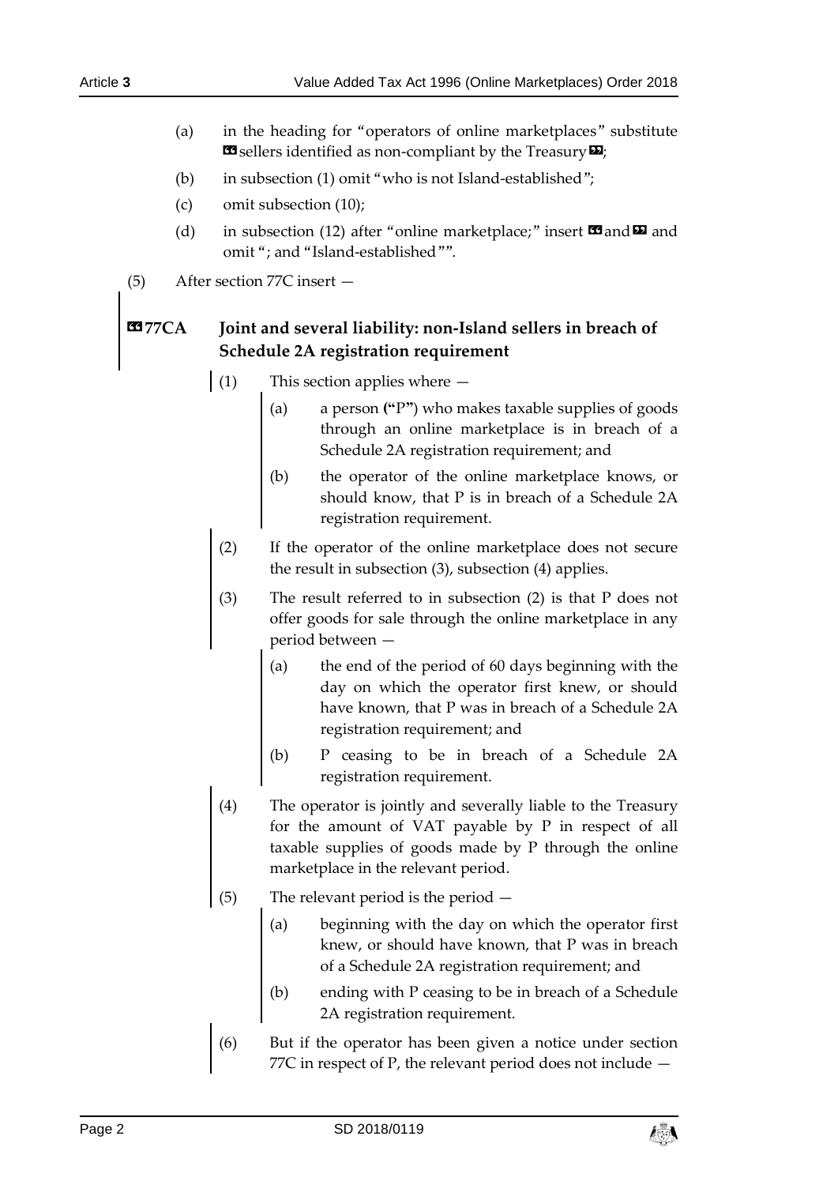(a) in the heading for "operators of online marketplaces" substitute « sellers identified as non-compliant by the Treasury »;

(b) in subsection (1) omit "who is not Island-established";

(c) omit subsection (10);

(d) in subsection (12) after "online marketplace;" insert « and » and omit "; and "Island-established"".

(5) After section 77C insert —

**«77CA Joint and several liability: non-Island sellers in breach of Schedule 2A registration requirement**

(1) This section applies where —

(a) a person ("P") who makes taxable supplies of goods through an online marketplace is in breach of a Schedule 2A registration requirement; and

(b) the operator of the online marketplace knows, or should know, that P is in breach of a Schedule 2A registration requirement.

(2) If the operator of the online marketplace does not secure the result in subsection (3), subsection (4) applies.

(3) The result referred to in subsection (2) is that P does not offer goods for sale through the online marketplace in any period between —

(a) the end of the period of 60 days beginning with the day on which the operator first knew, or should have known, that P was in breach of a Schedule 2A registration requirement; and

(b) P ceasing to be in breach of a Schedule 2A registration requirement.

(4) The operator is jointly and severally liable to the Treasury for the amount of VAT payable by P in respect of all taxable supplies of goods made by P through the online marketplace in the relevant period.

(5) The relevant period is the period —

(a) beginning with the day on which the operator first knew, or should have known, that P was in breach of a Schedule 2A registration requirement; and

(b) ending with P ceasing to be in breach of a Schedule 2A registration requirement.

(6) But if the operator has been given a notice under section 77C in respect of P, the relevant period does not include —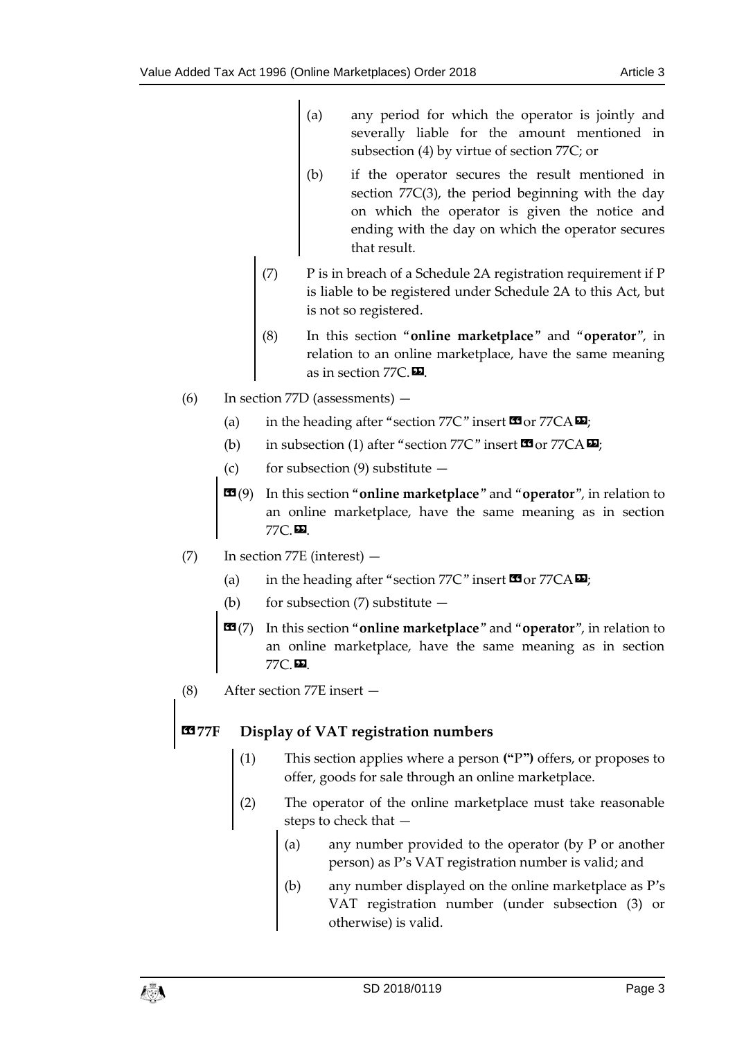(a) any period for which the operator is jointly and severally liable for the amount mentioned in subsection (4) by virtue of section 77C; or

(b) if the operator secures the result mentioned in section 77C(3), the period beginning with the day on which the operator is given the notice and ending with the day on which the operator secures that result.

(7) P is in breach of a Schedule 2A registration requirement if P is liable to be registered under Schedule 2A to this Act, but is not so registered.

(8) In this section "**online marketplace**" and "**operator**", in relation to an online marketplace, have the same meaning as in section 77C.».

(6) In section 77D (assessments) —

(a) in the heading after "section 77C" insert «or 77CA»;

(b) in subsection (1) after "section 77C" insert «or 77CA»;

(c) for subsection (9) substitute —

«(9) In this section "**online marketplace**" and "**operator**", in relation to an online marketplace, have the same meaning as in section 77C.».

(7) In section 77E (interest) —

(a) in the heading after "section 77C" insert «or 77CA»;

(b) for subsection (7) substitute —

«(7) In this section "**online marketplace**" and "**operator**", in relation to an online marketplace, have the same meaning as in section 77C.».

(8) After section 77E insert —

### «77F Display of VAT registration numbers

(1) This section applies where a person ("P") offers, or proposes to offer, goods for sale through an online marketplace.

(2) The operator of the online marketplace must take reasonable steps to check that —

(a) any number provided to the operator (by P or another person) as P's VAT registration number is valid; and

(b) any number displayed on the online marketplace as P's VAT registration number (under subsection (3) or otherwise) is valid.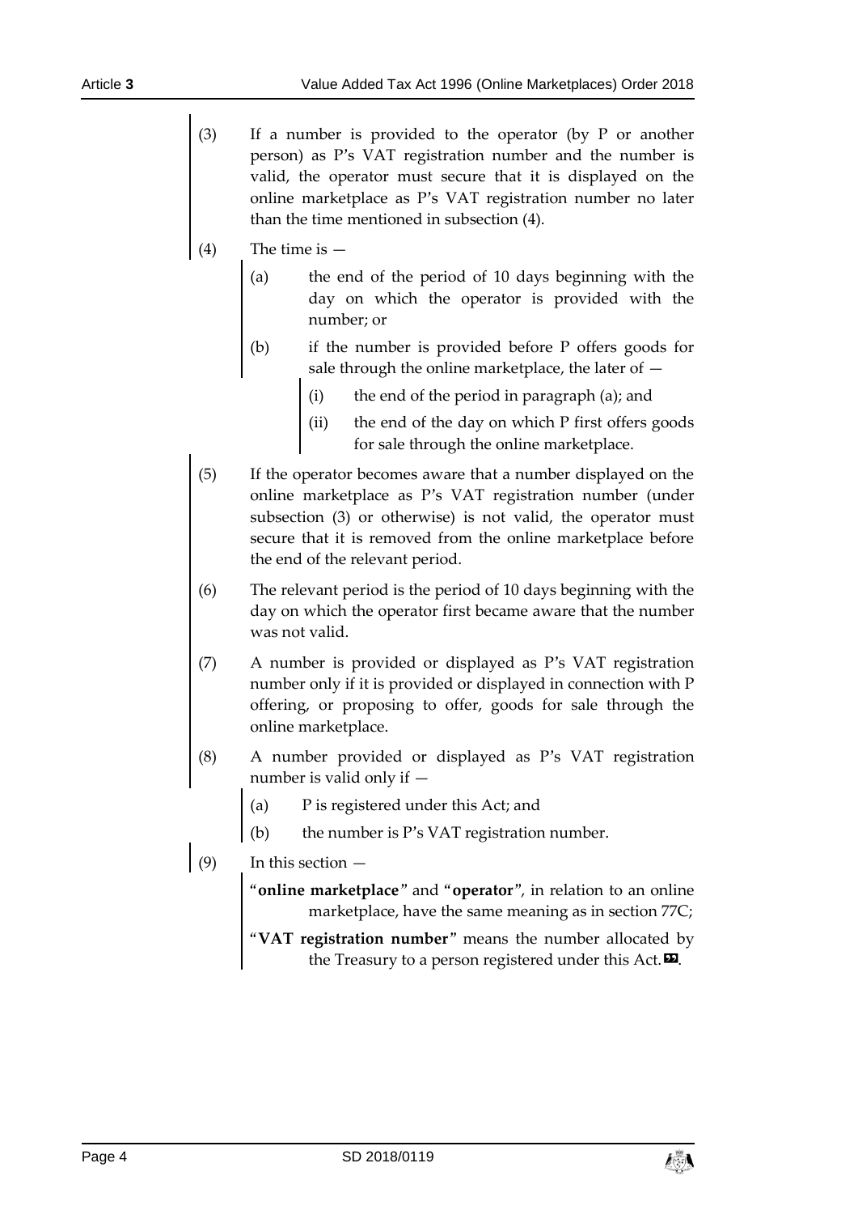(3) If a number is provided to the operator (by P or another person) as P's VAT registration number and the number is valid, the operator must secure that it is displayed on the online marketplace as P's VAT registration number no later than the time mentioned in subsection (4).

(4) The time is —

(a) the end of the period of 10 days beginning with the day on which the operator is provided with the number; or

(b) if the number is provided before P offers goods for sale through the online marketplace, the later of —

(i) the end of the period in paragraph (a); and

(ii) the end of the day on which P first offers goods for sale through the online marketplace.

(5) If the operator becomes aware that a number displayed on the online marketplace as P's VAT registration number (under subsection (3) or otherwise) is not valid, the operator must secure that it is removed from the online marketplace before the end of the relevant period.

(6) The relevant period is the period of 10 days beginning with the day on which the operator first became aware that the number was not valid.

(7) A number is provided or displayed as P's VAT registration number only if it is provided or displayed in connection with P offering, or proposing to offer, goods for sale through the online marketplace.

(8) A number provided or displayed as P's VAT registration number is valid only if —

(a) P is registered under this Act; and

(b) the number is P's VAT registration number.

(9) In this section —

"**online marketplace**" and "**operator**", in relation to an online marketplace, have the same meaning as in section 77C;

"**VAT registration number**" means the number allocated by the Treasury to a person registered under this Act.».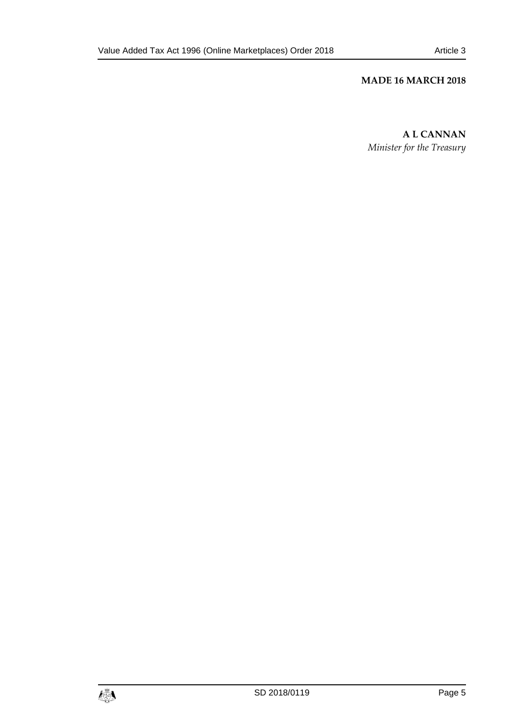**MADE 16 MARCH 2018**

**A L CANNAN**

*Minister for the Treasury*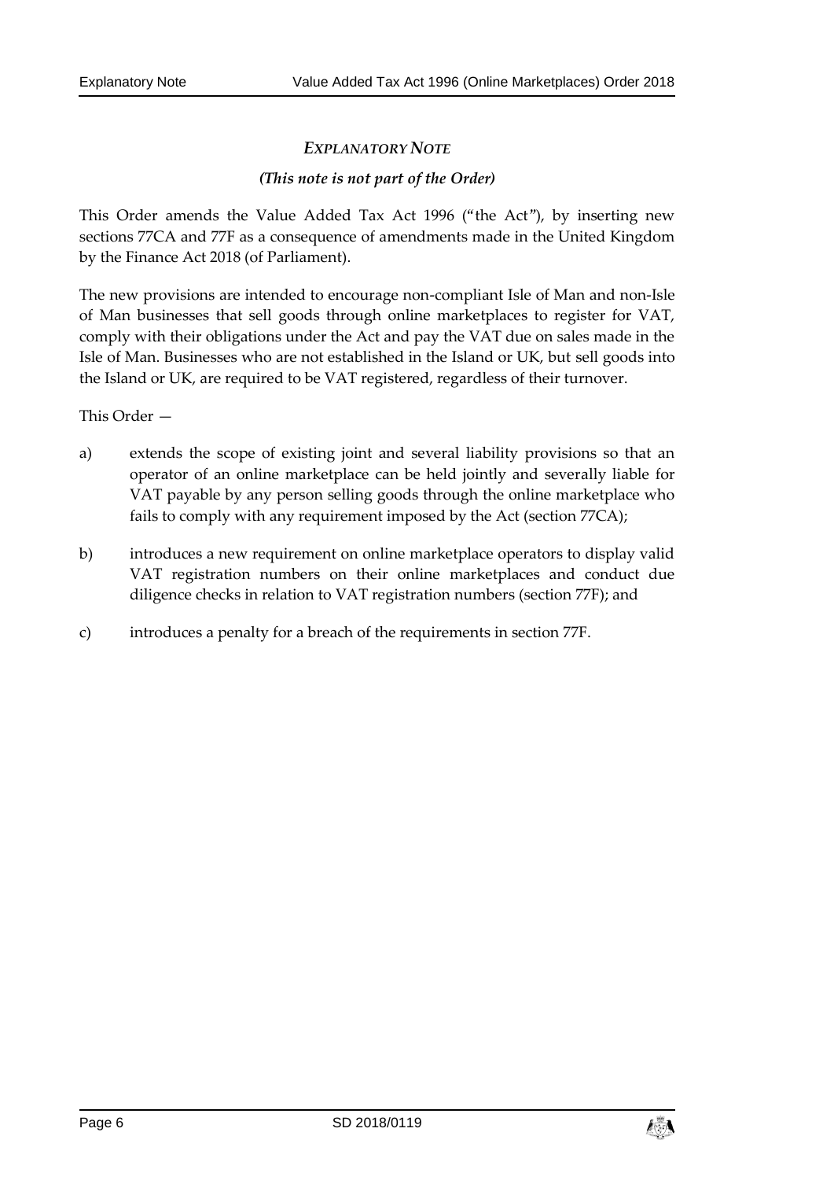## *EXPLANATORY NOTE*

***(This note is not part of the Order)***

This Order amends the Value Added Tax Act 1996 ("the Act"), by inserting new sections 77CA and 77F as a consequence of amendments made in the United Kingdom by the Finance Act 2018 (of Parliament).

The new provisions are intended to encourage non-compliant Isle of Man and non-Isle of Man businesses that sell goods through online marketplaces to register for VAT, comply with their obligations under the Act and pay the VAT due on sales made in the Isle of Man. Businesses who are not established in the Island or UK, but sell goods into the Island or UK, are required to be VAT registered, regardless of their turnover.

This Order —

a) extends the scope of existing joint and several liability provisions so that an operator of an online marketplace can be held jointly and severally liable for VAT payable by any person selling goods through the online marketplace who fails to comply with any requirement imposed by the Act (section 77CA);

b) introduces a new requirement on online marketplace operators to display valid VAT registration numbers on their online marketplaces and conduct due diligence checks in relation to VAT registration numbers (section 77F); and

c) introduces a penalty for a breach of the requirements in section 77F.